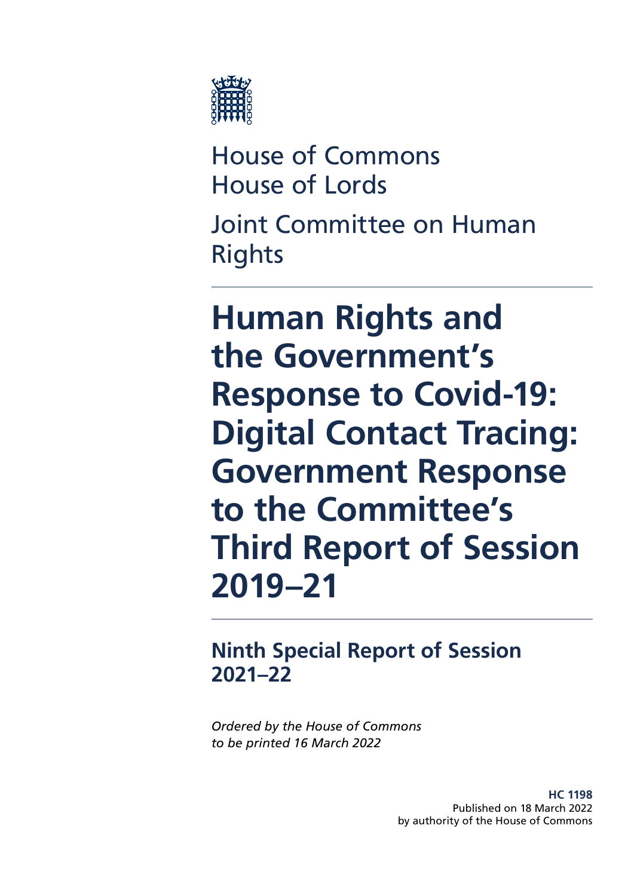House of Commons
House of Lords

Joint Committee on Human Rights

# Human Rights and the Government's Response to Covid-19: Digital Contact Tracing: Government Response to the Committee's Third Report of Session 2019–21

## Ninth Special Report of Session 2021–22

*Ordered by the House of Commons to be printed 16 March 2022*

**HC 1198**
Published on 18 March 2022
by authority of the House of Commons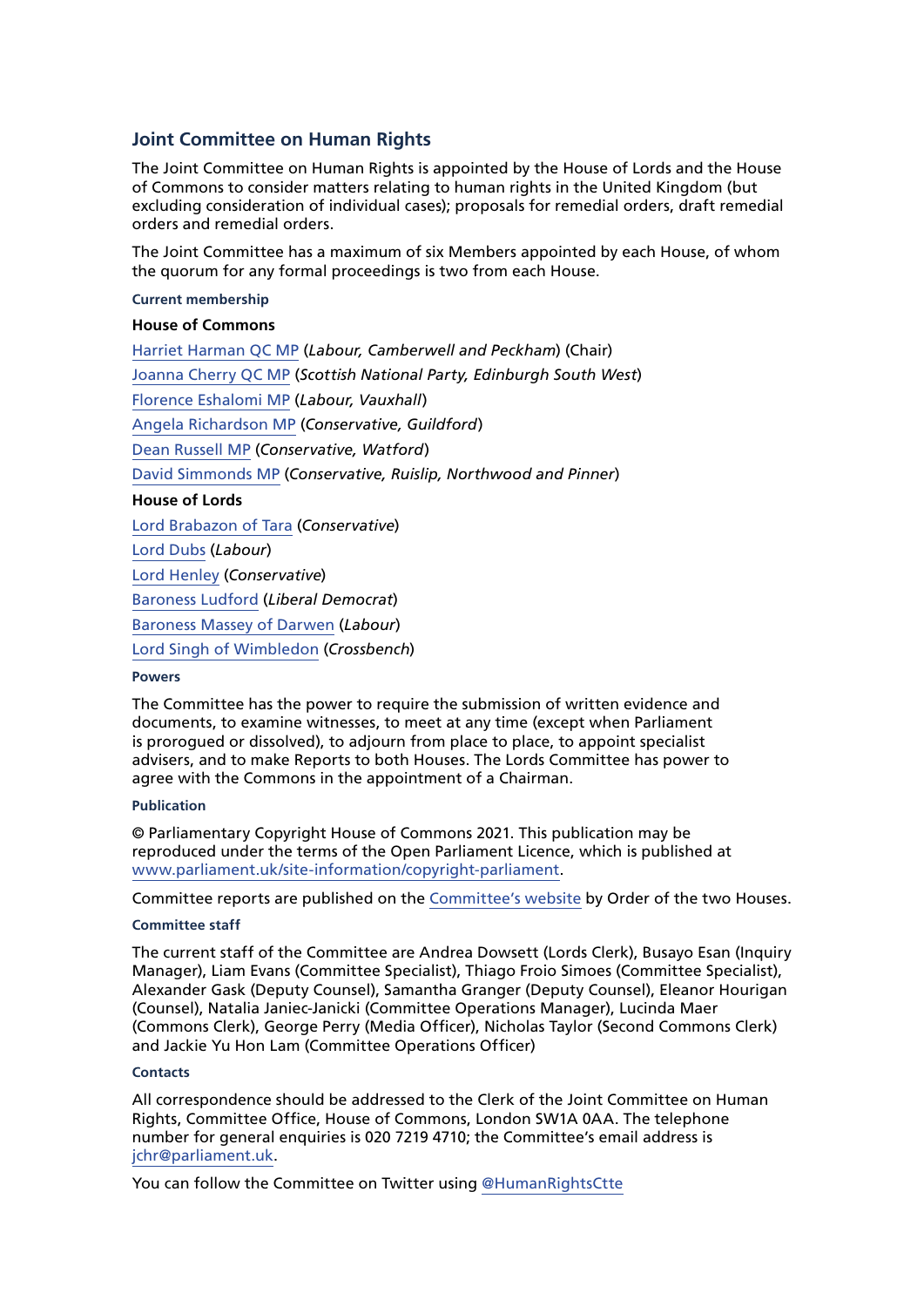## Joint Committee on Human Rights

The Joint Committee on Human Rights is appointed by the House of Lords and the House of Commons to consider matters relating to human rights in the United Kingdom (but excluding consideration of individual cases); proposals for remedial orders, draft remedial orders and remedial orders.

The Joint Committee has a maximum of six Members appointed by each House, of whom the quorum for any formal proceedings is two from each House.

### Current membership

**House of Commons**

Harriet Harman QC MP (*Labour, Camberwell and Peckham*) (Chair)

Joanna Cherry QC MP (*Scottish National Party, Edinburgh South West*)

Florence Eshalomi MP (*Labour, Vauxhall*)

Angela Richardson MP (*Conservative, Guildford*)

Dean Russell MP (*Conservative, Watford*)

David Simmonds MP (*Conservative, Ruislip, Northwood and Pinner*)

**House of Lords**

Lord Brabazon of Tara (*Conservative*)

Lord Dubs (*Labour*)

Lord Henley (*Conservative*)

Baroness Ludford (*Liberal Democrat*)

Baroness Massey of Darwen (*Labour*)

Lord Singh of Wimbledon (*Crossbench*)

### Powers

The Committee has the power to require the submission of written evidence and documents, to examine witnesses, to meet at any time (except when Parliament is prorogued or dissolved), to adjourn from place to place, to appoint specialist advisers, and to make Reports to both Houses. The Lords Committee has power to agree with the Commons in the appointment of a Chairman.

### Publication

© Parliamentary Copyright House of Commons 2021. This publication may be reproduced under the terms of the Open Parliament Licence, which is published at www.parliament.uk/site-information/copyright-parliament.

Committee reports are published on the Committee's website by Order of the two Houses.

### Committee staff

The current staff of the Committee are Andrea Dowsett (Lords Clerk), Busayo Esan (Inquiry Manager), Liam Evans (Committee Specialist), Thiago Froio Simoes (Committee Specialist), Alexander Gask (Deputy Counsel), Samantha Granger (Deputy Counsel), Eleanor Hourigan (Counsel), Natalia Janiec-Janicki (Committee Operations Manager), Lucinda Maer (Commons Clerk), George Perry (Media Officer), Nicholas Taylor (Second Commons Clerk) and Jackie Yu Hon Lam (Committee Operations Officer)

### Contacts

All correspondence should be addressed to the Clerk of the Joint Committee on Human Rights, Committee Office, House of Commons, London SW1A 0AA. The telephone number for general enquiries is 020 7219 4710; the Committee's email address is jchr@parliament.uk.

You can follow the Committee on Twitter using @HumanRightsCtte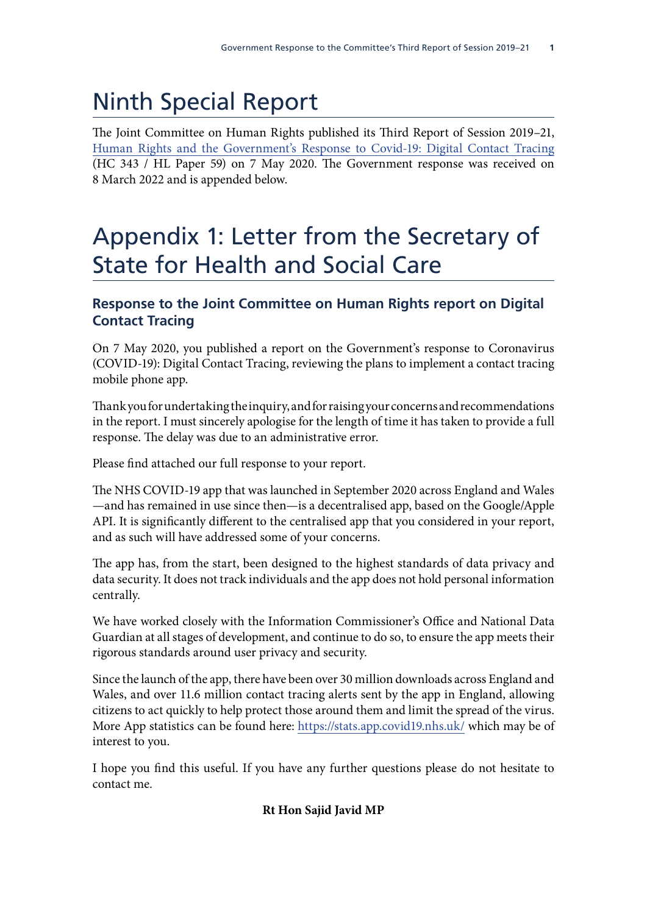# Ninth Special Report

The Joint Committee on Human Rights published its Third Report of Session 2019–21, Human Rights and the Government's Response to Covid-19: Digital Contact Tracing (HC 343 / HL Paper 59) on 7 May 2020. The Government response was received on 8 March 2022 and is appended below.

# Appendix 1: Letter from the Secretary of State for Health and Social Care

## Response to the Joint Committee on Human Rights report on Digital Contact Tracing

On 7 May 2020, you published a report on the Government's response to Coronavirus (COVID-19): Digital Contact Tracing, reviewing the plans to implement a contact tracing mobile phone app.

Thank you for undertaking the inquiry, and for raising your concerns and recommendations in the report. I must sincerely apologise for the length of time it has taken to provide a full response. The delay was due to an administrative error.

Please find attached our full response to your report.

The NHS COVID-19 app that was launched in September 2020 across England and Wales —and has remained in use since then—is a decentralised app, based on the Google/Apple API. It is significantly different to the centralised app that you considered in your report, and as such will have addressed some of your concerns.

The app has, from the start, been designed to the highest standards of data privacy and data security. It does not track individuals and the app does not hold personal information centrally.

We have worked closely with the Information Commissioner's Office and National Data Guardian at all stages of development, and continue to do so, to ensure the app meets their rigorous standards around user privacy and security.

Since the launch of the app, there have been over 30 million downloads across England and Wales, and over 11.6 million contact tracing alerts sent by the app in England, allowing citizens to act quickly to help protect those around them and limit the spread of the virus. More App statistics can be found here: https://stats.app.covid19.nhs.uk/ which may be of interest to you.

I hope you find this useful. If you have any further questions please do not hesitate to contact me.

**Rt Hon Sajid Javid MP**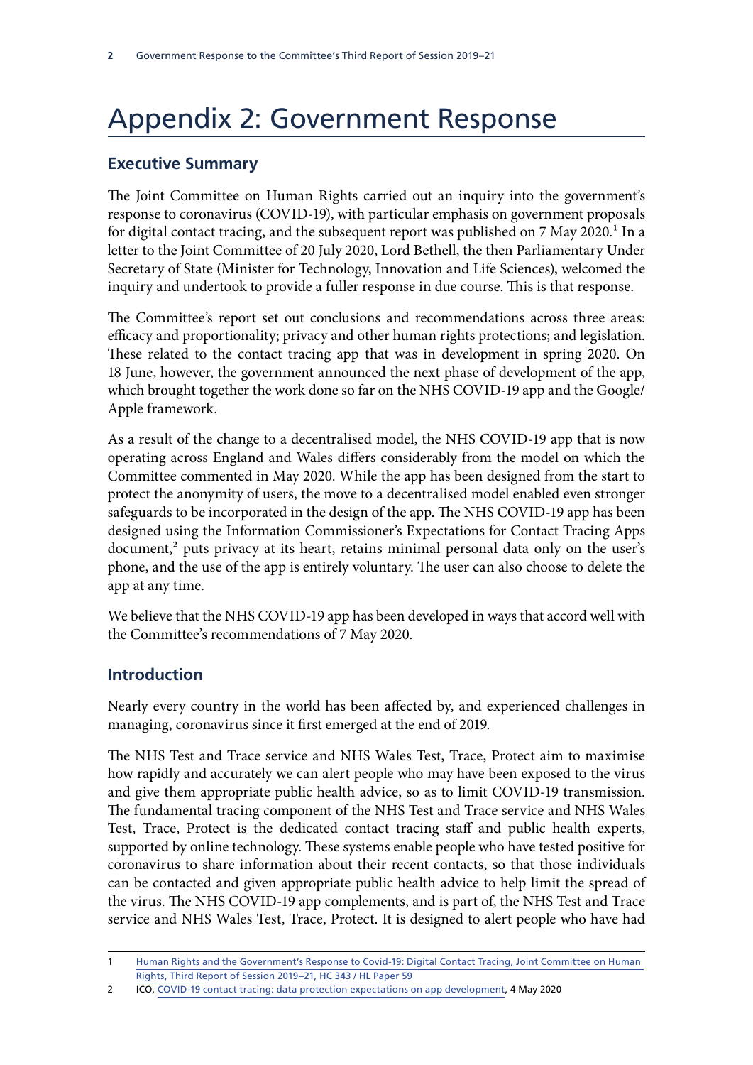# Appendix 2: Government Response

## Executive Summary

The Joint Committee on Human Rights carried out an inquiry into the government's response to coronavirus (COVID-19), with particular emphasis on government proposals for digital contact tracing, and the subsequent report was published on 7 May 2020.[1] In a letter to the Joint Committee of 20 July 2020, Lord Bethell, the then Parliamentary Under Secretary of State (Minister for Technology, Innovation and Life Sciences), welcomed the inquiry and undertook to provide a fuller response in due course. This is that response.

The Committee's report set out conclusions and recommendations across three areas: efficacy and proportionality; privacy and other human rights protections; and legislation. These related to the contact tracing app that was in development in spring 2020. On 18 June, however, the government announced the next phase of development of the app, which brought together the work done so far on the NHS COVID-19 app and the Google/Apple framework.

As a result of the change to a decentralised model, the NHS COVID-19 app that is now operating across England and Wales differs considerably from the model on which the Committee commented in May 2020. While the app has been designed from the start to protect the anonymity of users, the move to a decentralised model enabled even stronger safeguards to be incorporated in the design of the app. The NHS COVID-19 app has been designed using the Information Commissioner's Expectations for Contact Tracing Apps document,[2] puts privacy at its heart, retains minimal personal data only on the user's phone, and the use of the app is entirely voluntary. The user can also choose to delete the app at any time.

We believe that the NHS COVID-19 app has been developed in ways that accord well with the Committee's recommendations of 7 May 2020.

## Introduction

Nearly every country in the world has been affected by, and experienced challenges in managing, coronavirus since it first emerged at the end of 2019.

The NHS Test and Trace service and NHS Wales Test, Trace, Protect aim to maximise how rapidly and accurately we can alert people who may have been exposed to the virus and give them appropriate public health advice, so as to limit COVID-19 transmission. The fundamental tracing component of the NHS Test and Trace service and NHS Wales Test, Trace, Protect is the dedicated contact tracing staff and public health experts, supported by online technology. These systems enable people who have tested positive for coronavirus to share information about their recent contacts, so that those individuals can be contacted and given appropriate public health advice to help limit the spread of the virus. The NHS COVID-19 app complements, and is part of, the NHS Test and Trace service and NHS Wales Test, Trace, Protect. It is designed to alert people who have had

1 Human Rights and the Government's Response to Covid-19: Digital Contact Tracing, Joint Committee on Human Rights, Third Report of Session 2019–21, HC 343 / HL Paper 59

2 ICO, COVID-19 contact tracing: data protection expectations on app development, 4 May 2020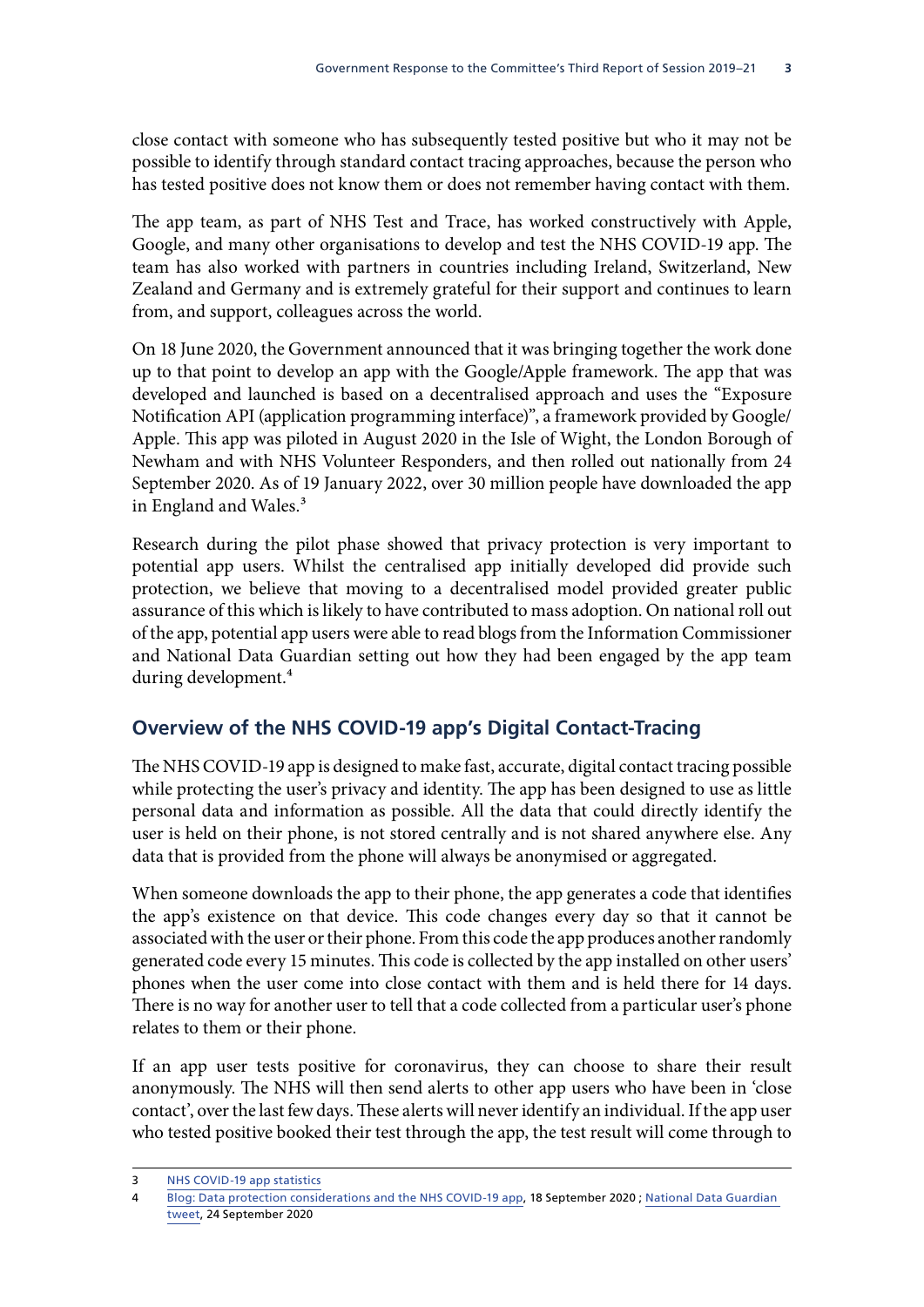close contact with someone who has subsequently tested positive but who it may not be possible to identify through standard contact tracing approaches, because the person who has tested positive does not know them or does not remember having contact with them.

The app team, as part of NHS Test and Trace, has worked constructively with Apple, Google, and many other organisations to develop and test the NHS COVID-19 app. The team has also worked with partners in countries including Ireland, Switzerland, New Zealand and Germany and is extremely grateful for their support and continues to learn from, and support, colleagues across the world.

On 18 June 2020, the Government announced that it was bringing together the work done up to that point to develop an app with the Google/Apple framework. The app that was developed and launched is based on a decentralised approach and uses the "Exposure Notification API (application programming interface)", a framework provided by Google/Apple. This app was piloted in August 2020 in the Isle of Wight, the London Borough of Newham and with NHS Volunteer Responders, and then rolled out nationally from 24 September 2020. As of 19 January 2022, over 30 million people have downloaded the app in England and Wales.[3]

Research during the pilot phase showed that privacy protection is very important to potential app users. Whilst the centralised app initially developed did provide such protection, we believe that moving to a decentralised model provided greater public assurance of this which is likely to have contributed to mass adoption. On national roll out of the app, potential app users were able to read blogs from the Information Commissioner and National Data Guardian setting out how they had been engaged by the app team during development.[4]

## Overview of the NHS COVID-19 app's Digital Contact-Tracing

The NHS COVID-19 app is designed to make fast, accurate, digital contact tracing possible while protecting the user's privacy and identity. The app has been designed to use as little personal data and information as possible. All the data that could directly identify the user is held on their phone, is not stored centrally and is not shared anywhere else. Any data that is provided from the phone will always be anonymised or aggregated.

When someone downloads the app to their phone, the app generates a code that identifies the app's existence on that device. This code changes every day so that it cannot be associated with the user or their phone. From this code the app produces another randomly generated code every 15 minutes. This code is collected by the app installed on other users' phones when the user come into close contact with them and is held there for 14 days. There is no way for another user to tell that a code collected from a particular user's phone relates to them or their phone.

If an app user tests positive for coronavirus, they can choose to share their result anonymously. The NHS will then send alerts to other app users who have been in 'close contact', over the last few days. These alerts will never identify an individual. If the app user who tested positive booked their test through the app, the test result will come through to

---

3 NHS COVID-19 app statistics

4 Blog: Data protection considerations and the NHS COVID-19 app, 18 September 2020 ; National Data Guardian tweet, 24 September 2020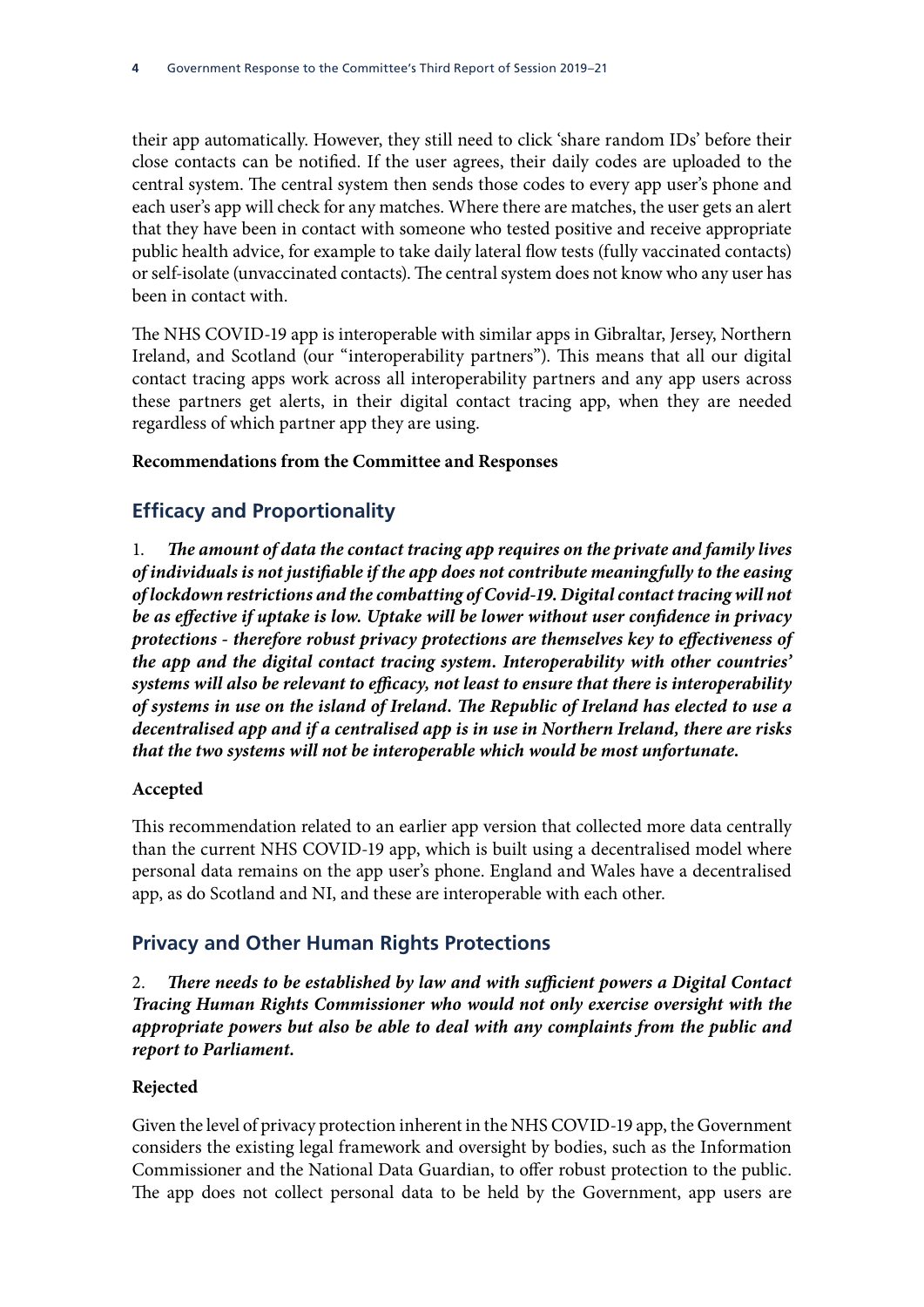their app automatically. However, they still need to click 'share random IDs' before their close contacts can be notified. If the user agrees, their daily codes are uploaded to the central system. The central system then sends those codes to every app user's phone and each user's app will check for any matches. Where there are matches, the user gets an alert that they have been in contact with someone who tested positive and receive appropriate public health advice, for example to take daily lateral flow tests (fully vaccinated contacts) or self-isolate (unvaccinated contacts). The central system does not know who any user has been in contact with.

The NHS COVID-19 app is interoperable with similar apps in Gibraltar, Jersey, Northern Ireland, and Scotland (our "interoperability partners"). This means that all our digital contact tracing apps work across all interoperability partners and any app users across these partners get alerts, in their digital contact tracing app, when they are needed regardless of which partner app they are using.

**Recommendations from the Committee and Responses**

## Efficacy and Proportionality

1. ***The amount of data the contact tracing app requires on the private and family lives of individuals is not justifiable if the app does not contribute meaningfully to the easing of lockdown restrictions and the combatting of Covid-19. Digital contact tracing will not be as effective if uptake is low. Uptake will be lower without user confidence in privacy protections - therefore robust privacy protections are themselves key to effectiveness of the app and the digital contact tracing system. Interoperability with other countries' systems will also be relevant to efficacy, not least to ensure that there is interoperability of systems in use on the island of Ireland. The Republic of Ireland has elected to use a decentralised app and if a centralised app is in use in Northern Ireland, there are risks that the two systems will not be interoperable which would be most unfortunate.***

**Accepted**

This recommendation related to an earlier app version that collected more data centrally than the current NHS COVID-19 app, which is built using a decentralised model where personal data remains on the app user's phone. England and Wales have a decentralised app, as do Scotland and NI, and these are interoperable with each other.

## Privacy and Other Human Rights Protections

2. ***There needs to be established by law and with sufficient powers a Digital Contact Tracing Human Rights Commissioner who would not only exercise oversight with the appropriate powers but also be able to deal with any complaints from the public and report to Parliament.***

**Rejected**

Given the level of privacy protection inherent in the NHS COVID-19 app, the Government considers the existing legal framework and oversight by bodies, such as the Information Commissioner and the National Data Guardian, to offer robust protection to the public. The app does not collect personal data to be held by the Government, app users are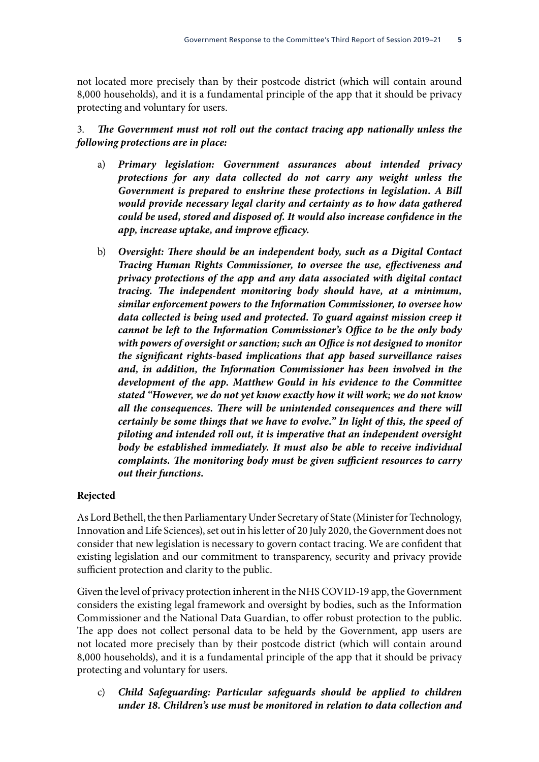not located more precisely than by their postcode district (which will contain around 8,000 households), and it is a fundamental principle of the app that it should be privacy protecting and voluntary for users.

3. ***The Government must not roll out the contact tracing app nationally unless the following protections are in place:***

a) ***Primary legislation: Government assurances about intended privacy protections for any data collected do not carry any weight unless the Government is prepared to enshrine these protections in legislation. A Bill would provide necessary legal clarity and certainty as to how data gathered could be used, stored and disposed of. It would also increase confidence in the app, increase uptake, and improve efficacy.***

b) ***Oversight: There should be an independent body, such as a Digital Contact Tracing Human Rights Commissioner, to oversee the use, effectiveness and privacy protections of the app and any data associated with digital contact tracing. The independent monitoring body should have, at a minimum, similar enforcement powers to the Information Commissioner, to oversee how data collected is being used and protected. To guard against mission creep it cannot be left to the Information Commissioner's Office to be the only body with powers of oversight or sanction; such an Office is not designed to monitor the significant rights-based implications that app based surveillance raises and, in addition, the Information Commissioner has been involved in the development of the app. Matthew Gould in his evidence to the Committee stated "However, we do not yet know exactly how it will work; we do not know all the consequences. There will be unintended consequences and there will certainly be some things that we have to evolve." In light of this, the speed of piloting and intended roll out, it is imperative that an independent oversight body be established immediately. It must also be able to receive individual complaints. The monitoring body must be given sufficient resources to carry out their functions.***

**Rejected**

As Lord Bethell, the then Parliamentary Under Secretary of State (Minister for Technology, Innovation and Life Sciences), set out in his letter of 20 July 2020, the Government does not consider that new legislation is necessary to govern contact tracing. We are confident that existing legislation and our commitment to transparency, security and privacy provide sufficient protection and clarity to the public.

Given the level of privacy protection inherent in the NHS COVID-19 app, the Government considers the existing legal framework and oversight by bodies, such as the Information Commissioner and the National Data Guardian, to offer robust protection to the public. The app does not collect personal data to be held by the Government, app users are not located more precisely than by their postcode district (which will contain around 8,000 households), and it is a fundamental principle of the app that it should be privacy protecting and voluntary for users.

c) ***Child Safeguarding: Particular safeguards should be applied to children under 18. Children's use must be monitored in relation to data collection and***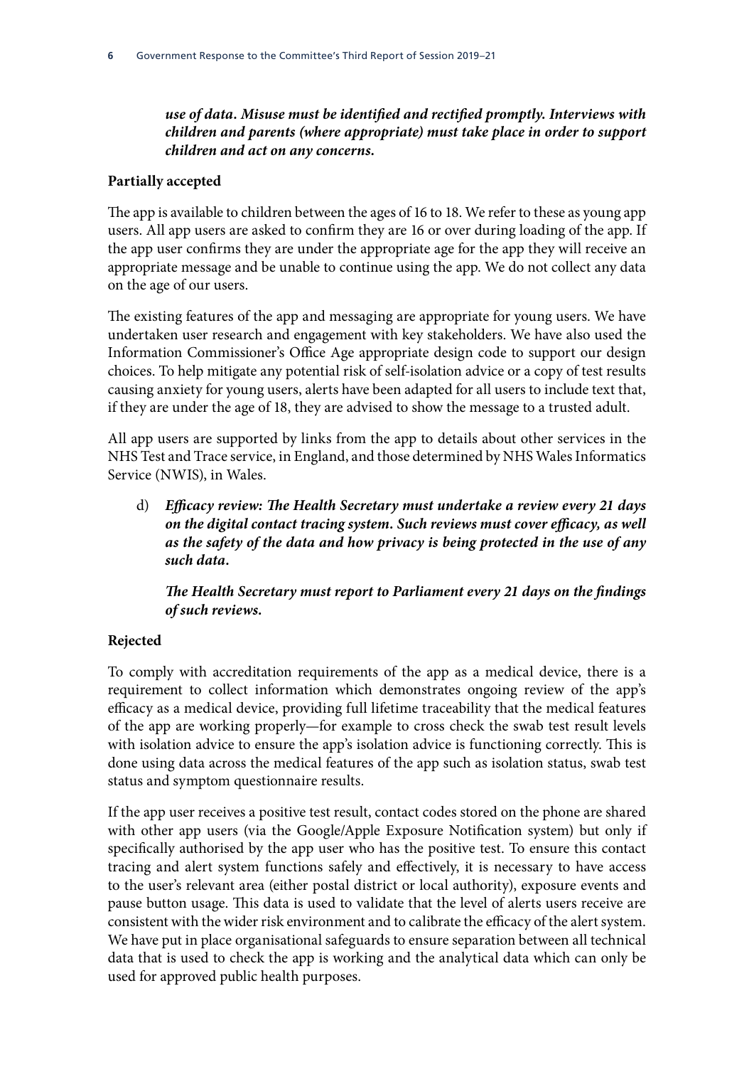***use of data. Misuse must be identified and rectified promptly. Interviews with children and parents (where appropriate) must take place in order to support children and act on any concerns.***

**Partially accepted**

The app is available to children between the ages of 16 to 18. We refer to these as young app users. All app users are asked to confirm they are 16 or over during loading of the app. If the app user confirms they are under the appropriate age for the app they will receive an appropriate message and be unable to continue using the app. We do not collect any data on the age of our users.

The existing features of the app and messaging are appropriate for young users. We have undertaken user research and engagement with key stakeholders. We have also used the Information Commissioner's Office Age appropriate design code to support our design choices. To help mitigate any potential risk of self-isolation advice or a copy of test results causing anxiety for young users, alerts have been adapted for all users to include text that, if they are under the age of 18, they are advised to show the message to a trusted adult.

All app users are supported by links from the app to details about other services in the NHS Test and Trace service, in England, and those determined by NHS Wales Informatics Service (NWIS), in Wales.

d) ***Efficacy review: The Health Secretary must undertake a review every 21 days on the digital contact tracing system. Such reviews must cover efficacy, as well as the safety of the data and how privacy is being protected in the use of any such data.***

   ***The Health Secretary must report to Parliament every 21 days on the findings of such reviews.***

**Rejected**

To comply with accreditation requirements of the app as a medical device, there is a requirement to collect information which demonstrates ongoing review of the app's efficacy as a medical device, providing full lifetime traceability that the medical features of the app are working properly—for example to cross check the swab test result levels with isolation advice to ensure the app's isolation advice is functioning correctly. This is done using data across the medical features of the app such as isolation status, swab test status and symptom questionnaire results.

If the app user receives a positive test result, contact codes stored on the phone are shared with other app users (via the Google/Apple Exposure Notification system) but only if specifically authorised by the app user who has the positive test. To ensure this contact tracing and alert system functions safely and effectively, it is necessary to have access to the user's relevant area (either postal district or local authority), exposure events and pause button usage. This data is used to validate that the level of alerts users receive are consistent with the wider risk environment and to calibrate the efficacy of the alert system. We have put in place organisational safeguards to ensure separation between all technical data that is used to check the app is working and the analytical data which can only be used for approved public health purposes.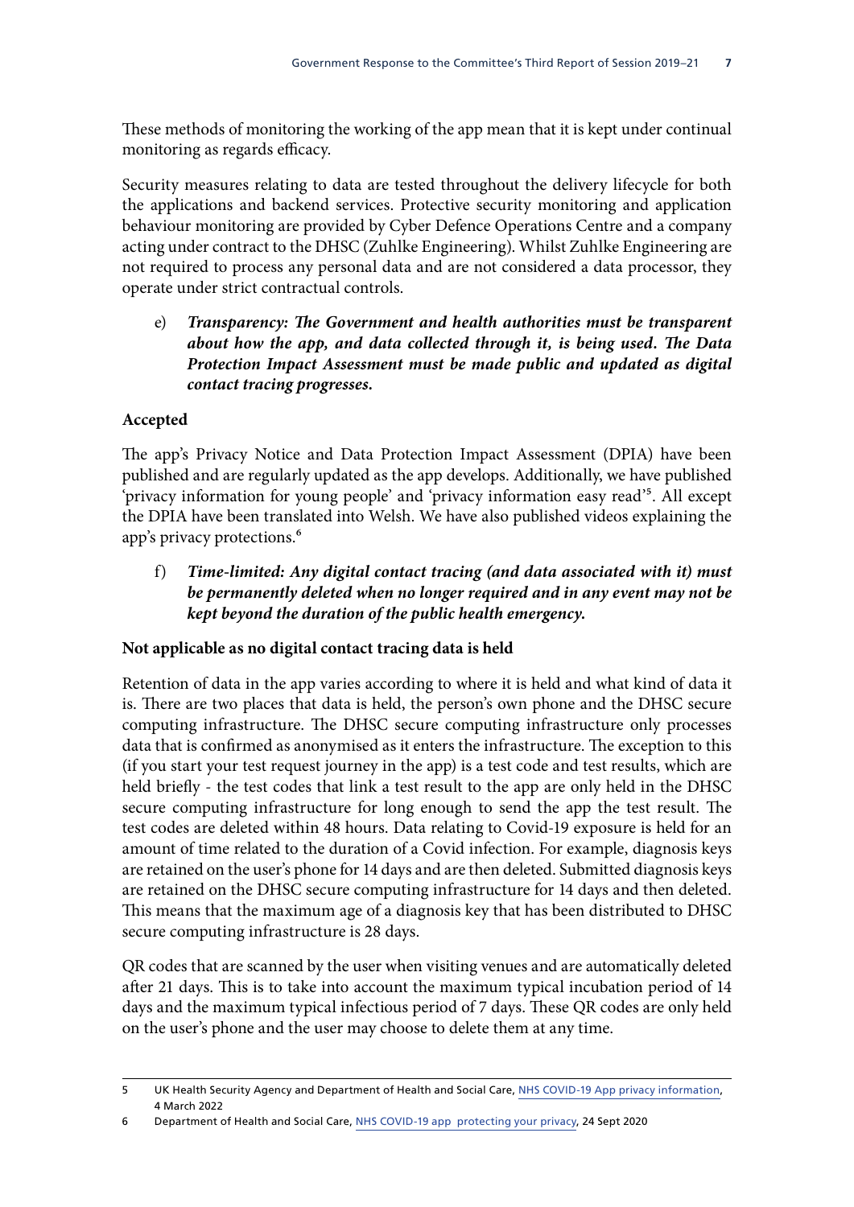These methods of monitoring the working of the app mean that it is kept under continual monitoring as regards efficacy.

Security measures relating to data are tested throughout the delivery lifecycle for both the applications and backend services. Protective security monitoring and application behaviour monitoring are provided by Cyber Defence Operations Centre and a company acting under contract to the DHSC (Zuhlke Engineering). Whilst Zuhlke Engineering are not required to process any personal data and are not considered a data processor, they operate under strict contractual controls.

e) ***Transparency: The Government and health authorities must be transparent about how the app, and data collected through it, is being used. The Data Protection Impact Assessment must be made public and updated as digital contact tracing progresses.***

**Accepted**

The app's Privacy Notice and Data Protection Impact Assessment (DPIA) have been published and are regularly updated as the app develops. Additionally, we have published 'privacy information for young people' and 'privacy information easy read'[5]. All except the DPIA have been translated into Welsh. We have also published videos explaining the app's privacy protections.[6]

f) ***Time-limited: Any digital contact tracing (and data associated with it) must be permanently deleted when no longer required and in any event may not be kept beyond the duration of the public health emergency.***

**Not applicable as no digital contact tracing data is held**

Retention of data in the app varies according to where it is held and what kind of data it is. There are two places that data is held, the person's own phone and the DHSC secure computing infrastructure. The DHSC secure computing infrastructure only processes data that is confirmed as anonymised as it enters the infrastructure. The exception to this (if you start your test request journey in the app) is a test code and test results, which are held briefly - the test codes that link a test result to the app are only held in the DHSC secure computing infrastructure for long enough to send the app the test result. The test codes are deleted within 48 hours. Data relating to Covid-19 exposure is held for an amount of time related to the duration of a Covid infection. For example, diagnosis keys are retained on the user's phone for 14 days and are then deleted. Submitted diagnosis keys are retained on the DHSC secure computing infrastructure for 14 days and then deleted. This means that the maximum age of a diagnosis key that has been distributed to DHSC secure computing infrastructure is 28 days.

QR codes that are scanned by the user when visiting venues and are automatically deleted after 21 days. This is to take into account the maximum typical incubation period of 14 days and the maximum typical infectious period of 7 days. These QR codes are only held on the user's phone and the user may choose to delete them at any time.

---

5 UK Health Security Agency and Department of Health and Social Care, NHS COVID-19 App privacy information, 4 March 2022

6 Department of Health and Social Care, NHS COVID-19 app protecting your privacy, 24 Sept 2020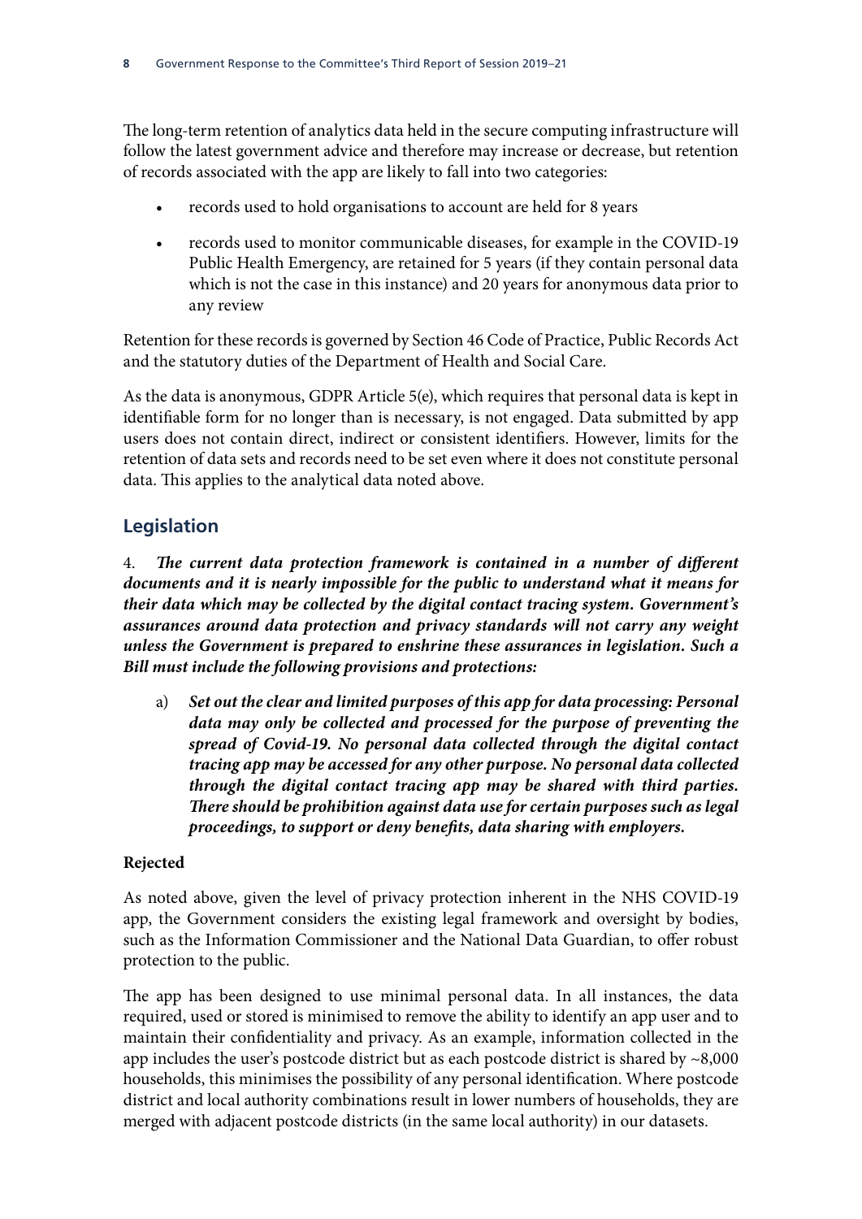The long-term retention of analytics data held in the secure computing infrastructure will follow the latest government advice and therefore may increase or decrease, but retention of records associated with the app are likely to fall into two categories:

- records used to hold organisations to account are held for 8 years
- records used to monitor communicable diseases, for example in the COVID-19 Public Health Emergency, are retained for 5 years (if they contain personal data which is not the case in this instance) and 20 years for anonymous data prior to any review

Retention for these records is governed by Section 46 Code of Practice, Public Records Act and the statutory duties of the Department of Health and Social Care.

As the data is anonymous, GDPR Article 5(e), which requires that personal data is kept in identifiable form for no longer than is necessary, is not engaged. Data submitted by app users does not contain direct, indirect or consistent identifiers. However, limits for the retention of data sets and records need to be set even where it does not constitute personal data. This applies to the analytical data noted above.

## Legislation

4. ***The current data protection framework is contained in a number of different documents and it is nearly impossible for the public to understand what it means for their data which may be collected by the digital contact tracing system. Government's assurances around data protection and privacy standards will not carry any weight unless the Government is prepared to enshrine these assurances in legislation. Such a Bill must include the following provisions and protections:***

   a) ***Set out the clear and limited purposes of this app for data processing: Personal data may only be collected and processed for the purpose of preventing the spread of Covid-19. No personal data collected through the digital contact tracing app may be accessed for any other purpose. No personal data collected through the digital contact tracing app may be shared with third parties. There should be prohibition against data use for certain purposes such as legal proceedings, to support or deny benefits, data sharing with employers.***

**Rejected**

As noted above, given the level of privacy protection inherent in the NHS COVID-19 app, the Government considers the existing legal framework and oversight by bodies, such as the Information Commissioner and the National Data Guardian, to offer robust protection to the public.

The app has been designed to use minimal personal data. In all instances, the data required, used or stored is minimised to remove the ability to identify an app user and to maintain their confidentiality and privacy. As an example, information collected in the app includes the user's postcode district but as each postcode district is shared by ~8,000 households, this minimises the possibility of any personal identification. Where postcode district and local authority combinations result in lower numbers of households, they are merged with adjacent postcode districts (in the same local authority) in our datasets.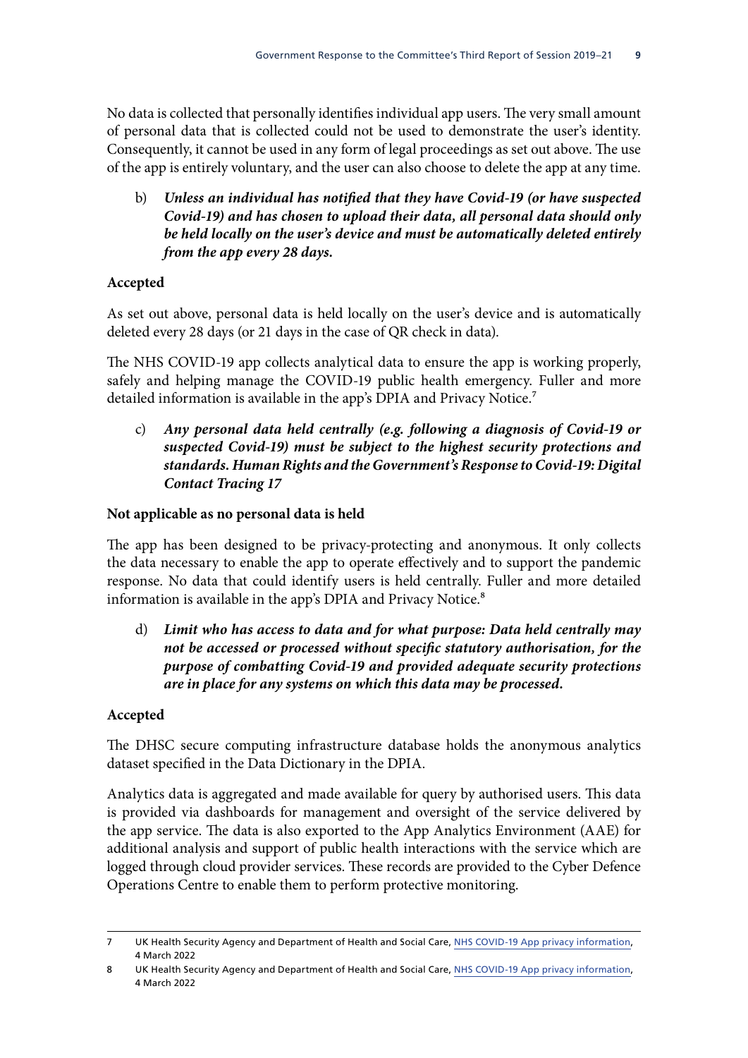No data is collected that personally identifies individual app users. The very small amount of personal data that is collected could not be used to demonstrate the user's identity. Consequently, it cannot be used in any form of legal proceedings as set out above. The use of the app is entirely voluntary, and the user can also choose to delete the app at any time.

b) ***Unless an individual has notified that they have Covid-19 (or have suspected Covid-19) and has chosen to upload their data, all personal data should only be held locally on the user's device and must be automatically deleted entirely from the app every 28 days.***

**Accepted**

As set out above, personal data is held locally on the user's device and is automatically deleted every 28 days (or 21 days in the case of QR check in data).

The NHS COVID-19 app collects analytical data to ensure the app is working properly, safely and helping manage the COVID-19 public health emergency. Fuller and more detailed information is available in the app's DPIA and Privacy Notice.[7]

c) ***Any personal data held centrally (e.g. following a diagnosis of Covid-19 or suspected Covid-19) must be subject to the highest security protections and standards. Human Rights and the Government's Response to Covid-19: Digital Contact Tracing 17***

**Not applicable as no personal data is held**

The app has been designed to be privacy-protecting and anonymous. It only collects the data necessary to enable the app to operate effectively and to support the pandemic response. No data that could identify users is held centrally. Fuller and more detailed information is available in the app's DPIA and Privacy Notice.[8]

d) ***Limit who has access to data and for what purpose: Data held centrally may not be accessed or processed without specific statutory authorisation, for the purpose of combatting Covid-19 and provided adequate security protections are in place for any systems on which this data may be processed.***

**Accepted**

The DHSC secure computing infrastructure database holds the anonymous analytics dataset specified in the Data Dictionary in the DPIA.

Analytics data is aggregated and made available for query by authorised users. This data is provided via dashboards for management and oversight of the service delivered by the app service. The data is also exported to the App Analytics Environment (AAE) for additional analysis and support of public health interactions with the service which are logged through cloud provider services. These records are provided to the Cyber Defence Operations Centre to enable them to perform protective monitoring.

---

7 UK Health Security Agency and Department of Health and Social Care, NHS COVID-19 App privacy information, 4 March 2022

8 UK Health Security Agency and Department of Health and Social Care, NHS COVID-19 App privacy information, 4 March 2022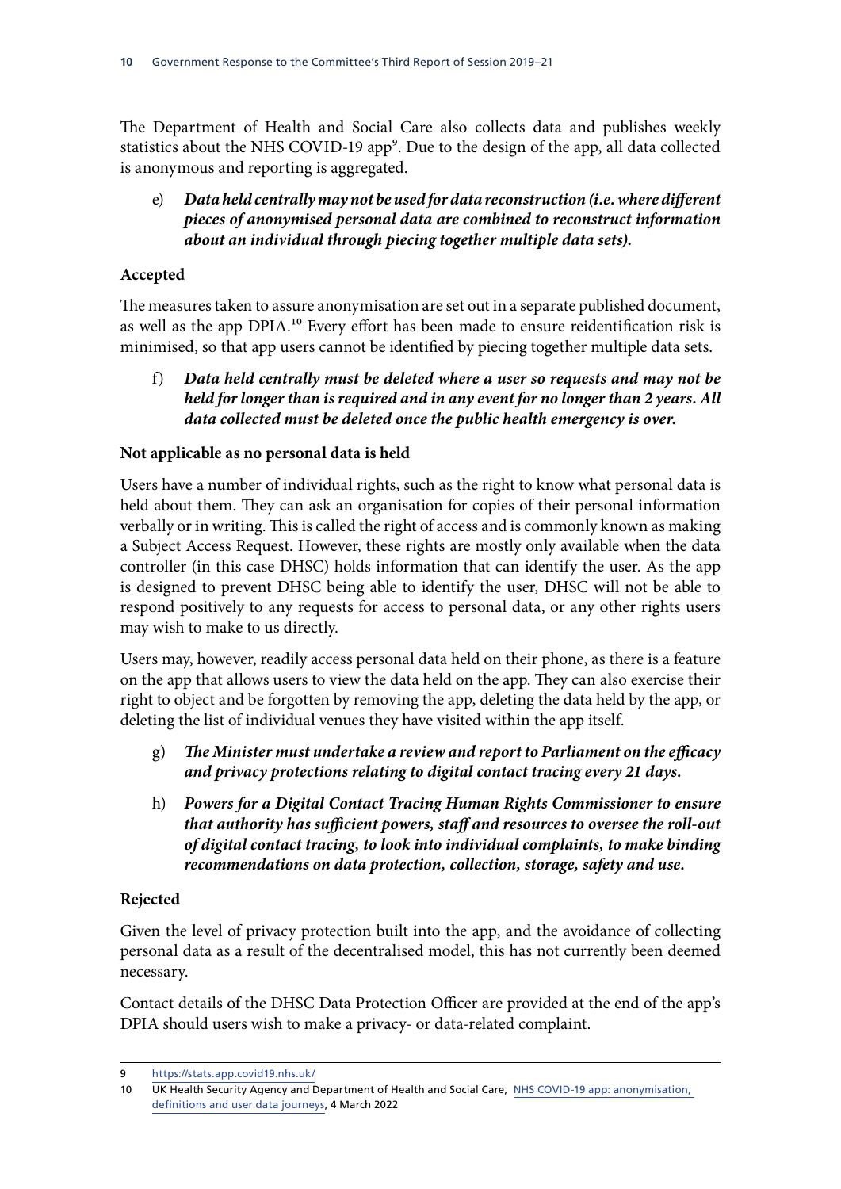The Department of Health and Social Care also collects data and publishes weekly statistics about the NHS COVID-19 app[9]. Due to the design of the app, all data collected is anonymous and reporting is aggregated.

e) ***Data held centrally may not be used for data reconstruction (i.e. where different pieces of anonymised personal data are combined to reconstruct information about an individual through piecing together multiple data sets).***

**Accepted**

The measures taken to assure anonymisation are set out in a separate published document, as well as the app DPIA.[10] Every effort has been made to ensure reidentification risk is minimised, so that app users cannot be identified by piecing together multiple data sets.

f) ***Data held centrally must be deleted where a user so requests and may not be held for longer than is required and in any event for no longer than 2 years. All data collected must be deleted once the public health emergency is over.***

**Not applicable as no personal data is held**

Users have a number of individual rights, such as the right to know what personal data is held about them. They can ask an organisation for copies of their personal information verbally or in writing. This is called the right of access and is commonly known as making a Subject Access Request. However, these rights are mostly only available when the data controller (in this case DHSC) holds information that can identify the user. As the app is designed to prevent DHSC being able to identify the user, DHSC will not be able to respond positively to any requests for access to personal data, or any other rights users may wish to make to us directly.

Users may, however, readily access personal data held on their phone, as there is a feature on the app that allows users to view the data held on the app. They can also exercise their right to object and be forgotten by removing the app, deleting the data held by the app, or deleting the list of individual venues they have visited within the app itself.

g) ***The Minister must undertake a review and report to Parliament on the efficacy and privacy protections relating to digital contact tracing every 21 days.***

h) ***Powers for a Digital Contact Tracing Human Rights Commissioner to ensure that authority has sufficient powers, staff and resources to oversee the roll-out of digital contact tracing, to look into individual complaints, to make binding recommendations on data protection, collection, storage, safety and use.***

**Rejected**

Given the level of privacy protection built into the app, and the avoidance of collecting personal data as a result of the decentralised model, this has not currently been deemed necessary.

Contact details of the DHSC Data Protection Officer are provided at the end of the app's DPIA should users wish to make a privacy- or data-related complaint.

---

9 https://stats.app.covid19.nhs.uk/

10 UK Health Security Agency and Department of Health and Social Care, NHS COVID-19 app: anonymisation, definitions and user data journeys, 4 March 2022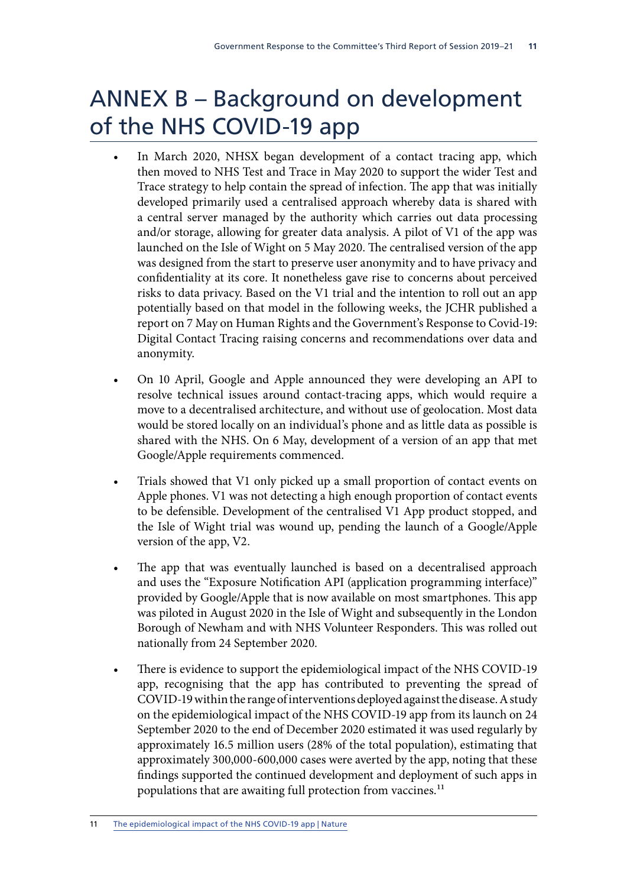# ANNEX B – Background on development of the NHS COVID-19 app

- In March 2020, NHSX began development of a contact tracing app, which then moved to NHS Test and Trace in May 2020 to support the wider Test and Trace strategy to help contain the spread of infection. The app that was initially developed primarily used a centralised approach whereby data is shared with a central server managed by the authority which carries out data processing and/or storage, allowing for greater data analysis. A pilot of V1 of the app was launched on the Isle of Wight on 5 May 2020. The centralised version of the app was designed from the start to preserve user anonymity and to have privacy and confidentiality at its core. It nonetheless gave rise to concerns about perceived risks to data privacy. Based on the V1 trial and the intention to roll out an app potentially based on that model in the following weeks, the JCHR published a report on 7 May on Human Rights and the Government's Response to Covid-19: Digital Contact Tracing raising concerns and recommendations over data and anonymity.

- On 10 April, Google and Apple announced they were developing an API to resolve technical issues around contact-tracing apps, which would require a move to a decentralised architecture, and without use of geolocation. Most data would be stored locally on an individual's phone and as little data as possible is shared with the NHS. On 6 May, development of a version of an app that met Google/Apple requirements commenced.

- Trials showed that V1 only picked up a small proportion of contact events on Apple phones. V1 was not detecting a high enough proportion of contact events to be defensible. Development of the centralised V1 App product stopped, and the Isle of Wight trial was wound up, pending the launch of a Google/Apple version of the app, V2.

- The app that was eventually launched is based on a decentralised approach and uses the "Exposure Notification API (application programming interface)" provided by Google/Apple that is now available on most smartphones. This app was piloted in August 2020 in the Isle of Wight and subsequently in the London Borough of Newham and with NHS Volunteer Responders. This was rolled out nationally from 24 September 2020.

- There is evidence to support the epidemiological impact of the NHS COVID-19 app, recognising that the app has contributed to preventing the spread of COVID-19 within the range of interventions deployed against the disease. A study on the epidemiological impact of the NHS COVID-19 app from its launch on 24 September 2020 to the end of December 2020 estimated it was used regularly by approximately 16.5 million users (28% of the total population), estimating that approximately 300,000-600,000 cases were averted by the app, noting that these findings supported the continued development and deployment of such apps in populations that are awaiting full protection from vaccines.[11]

[11] The epidemiological impact of the NHS COVID-19 app | Nature